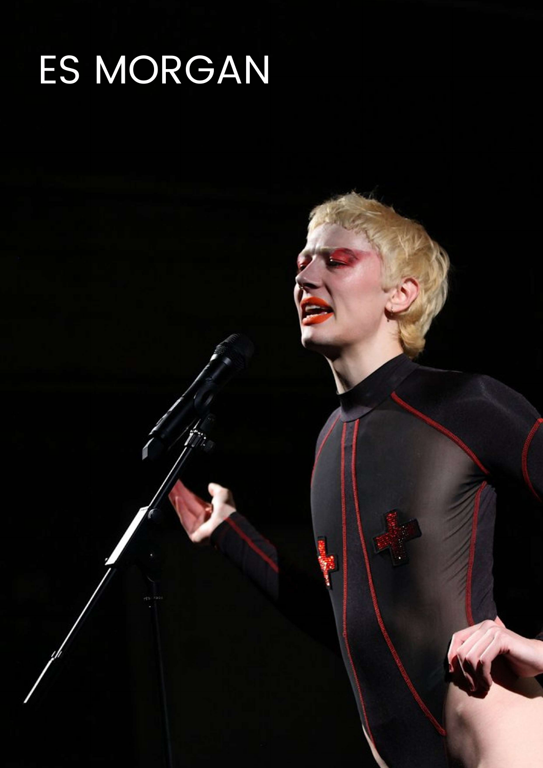# ES MORGAN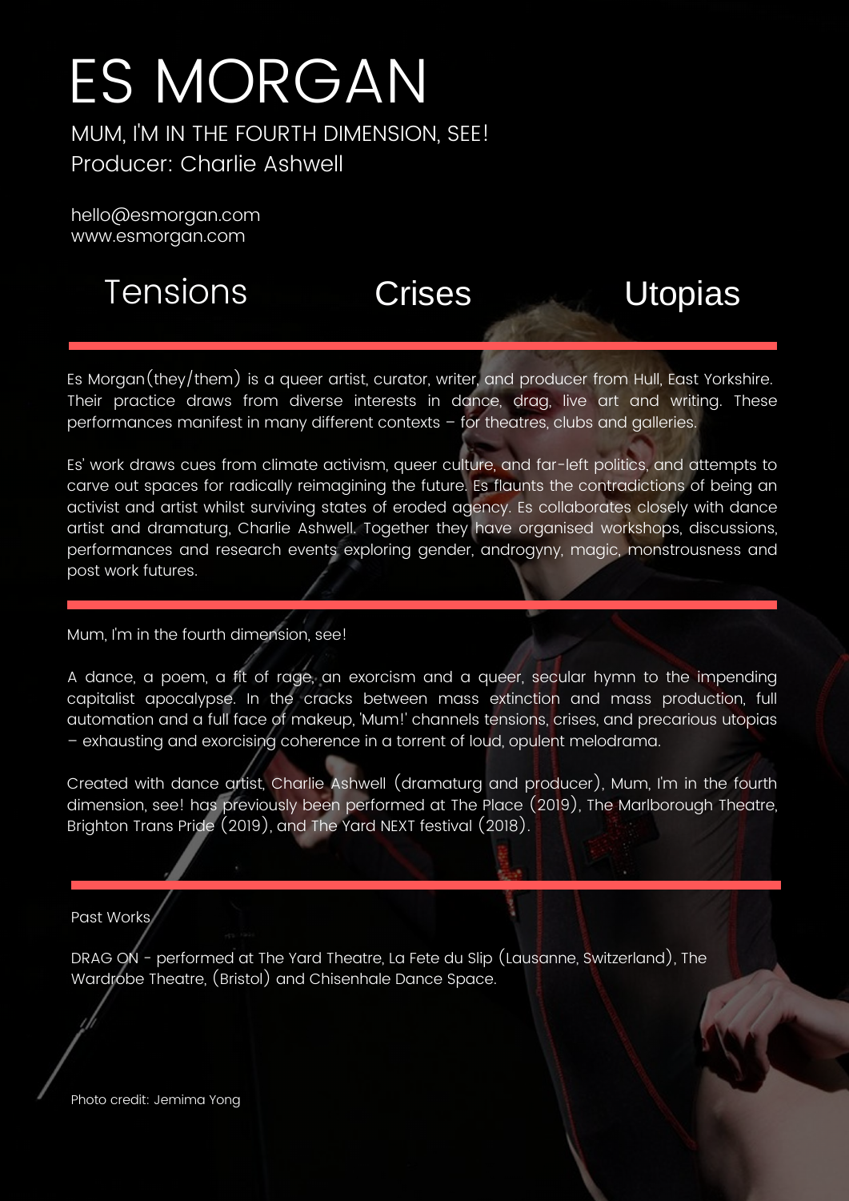# ES MORGAN

MUM, I'M IN THE FOURTH DIMENSION, SEE!
Producer: Charlie Ashwell

hello@esmorgan.com
www.esmorgan.com

## Tensions Crises Utopias

Es Morgan(they/them) is a queer artist, curator, writer, and producer from Hull, East Yorkshire. Their practice draws from diverse interests in dance, drag, live art and writing. These performances manifest in many different contexts – for theatres, clubs and galleries.

Es' work draws cues from climate activism, queer culture, and far-left politics, and attempts to carve out spaces for radically reimagining the future. Es flaunts the contradictions of being an activist and artist whilst surviving states of eroded agency. Es collaborates closely with dance artist and dramaturg, Charlie Ashwell. Together they have organised workshops, discussions, performances and research events exploring gender, androgyny, magic, monstrousness and post work futures.

Mum, I'm in the fourth dimension, see!

A dance, a poem, a fit of rage, an exorcism and a queer, secular hymn to the impending capitalist apocalypse. In the cracks between mass extinction and mass production, full automation and a full face of makeup, 'Mum!' channels tensions, crises, and precarious utopias – exhausting and exorcising coherence in a torrent of loud, opulent melodrama.

Created with dance artist, Charlie Ashwell (dramaturg and producer), Mum, I'm in the fourth dimension, see! has previously been performed at The Place (2019), The Marlborough Theatre, Brighton Trans Pride (2019), and The Yard NEXT festival (2018).

Past Works

DRAG ON - performed at The Yard Theatre, La Fete du Slip (Lausanne, Switzerland), The Wardrobe Theatre, (Bristol) and Chisenhale Dance Space.

Photo credit: Jemima Yong